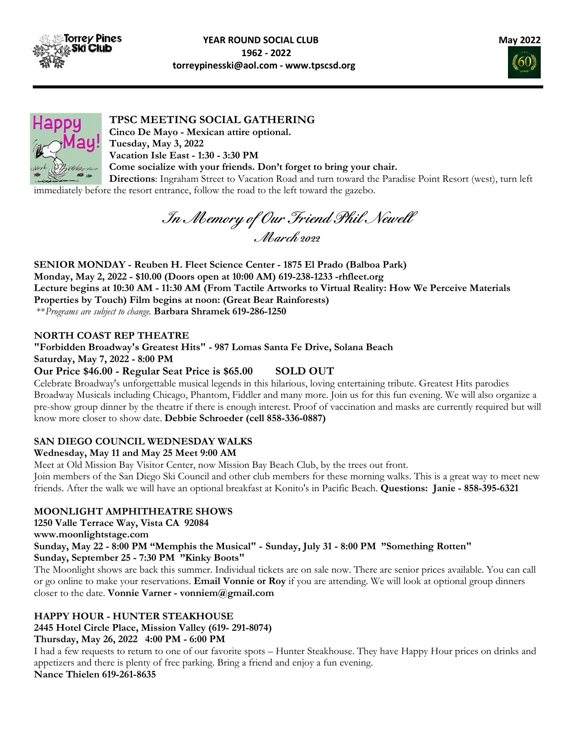**YEAR ROUND SOCIAL CLUB**
**1962 - 2022**
**torreypinesski@aol.com - www.tpscsd.org**

**May 2022**

## TPSC MEETING SOCIAL GATHERING

**Cinco De Mayo - Mexican attire optional.**
**Tuesday, May 3, 2022**
**Vacation Isle East - 1:30 - 3:30 PM**
**Come socialize with your friends. Don't forget to bring your chair.**
**Directions**: Ingraham Street to Vacation Road and turn toward the Paradise Point Resort (west), turn left immediately before the resort entrance, follow the road to the left toward the gazebo.

*In Memory of Our Friend Phil Newell*
*March 2022*

**SENIOR MONDAY - Reuben H. Fleet Science Center - 1875 El Prado (Balboa Park)**
**Monday, May 2, 2022 - $10.00 (Doors open at 10:00 AM) 619-238-1233 -rhfleet.org**
**Lecture begins at 10:30 AM - 11:30 AM (From Tactile Artworks to Virtual Reality: How We Perceive Materials Properties by Touch) Film begins at noon: (Great Bear Rainforests)**
*\*\*Programs are subject to change.* **Barbara Shramek 619-286-1250**

**NORTH COAST REP THEATRE**
**"Forbidden Broadway's Greatest Hits" - 987 Lomas Santa Fe Drive, Solana Beach**
**Saturday, May 7, 2022 - 8:00 PM**
**Our Price $46.00 - Regular Seat Price is $65.00 SOLD OUT**
Celebrate Broadway's unforgettable musical legends in this hilarious, loving entertaining tribute. Greatest Hits parodies Broadway Musicals including Chicago, Phantom, Fiddler and many more. Join us for this fun evening. We will also organize a pre-show group dinner by the theatre if there is enough interest. Proof of vaccination and masks are currently required but will know more closer to show date. **Debbie Schroeder (cell 858-336-0887)**

**SAN DIEGO COUNCIL WEDNESDAY WALKS**
**Wednesday, May 11 and May 25 Meet 9:00 AM**
Meet at Old Mission Bay Visitor Center, now Mission Bay Beach Club, by the trees out front.
Join members of the San Diego Ski Council and other club members for these morning walks. This is a great way to meet new friends. After the walk we will have an optional breakfast at Konito's in Pacific Beach. **Questions: Janie - 858-395-6321**

**MOONLIGHT AMPHITHEATRE SHOWS**
**1250 Valle Terrace Way, Vista CA 92084**
**www.moonlightstage.com**
**Sunday, May 22 - 8:00 PM "Memphis the Musical" - Sunday, July 31 - 8:00 PM "Something Rotten"**
**Sunday, September 25 - 7:30 PM "Kinky Boots"**
The Moonlight shows are back this summer. Individual tickets are on sale now. There are senior prices available. You can call or go online to make your reservations. **Email Vonnie or Roy** if you are attending. We will look at optional group dinners closer to the date. **Vonnie Varner - vonniem@gmail.com**

**HAPPY HOUR - HUNTER STEAKHOUSE**
**2445 Hotel Circle Place, Mission Valley (619- 291-8074)**
**Thursday, May 26, 2022 4:00 PM - 6:00 PM**
I had a few requests to return to one of our favorite spots – Hunter Steakhouse. They have Happy Hour prices on drinks and appetizers and there is plenty of free parking. Bring a friend and enjoy a fun evening.
**Nance Thielen 619-261-8635**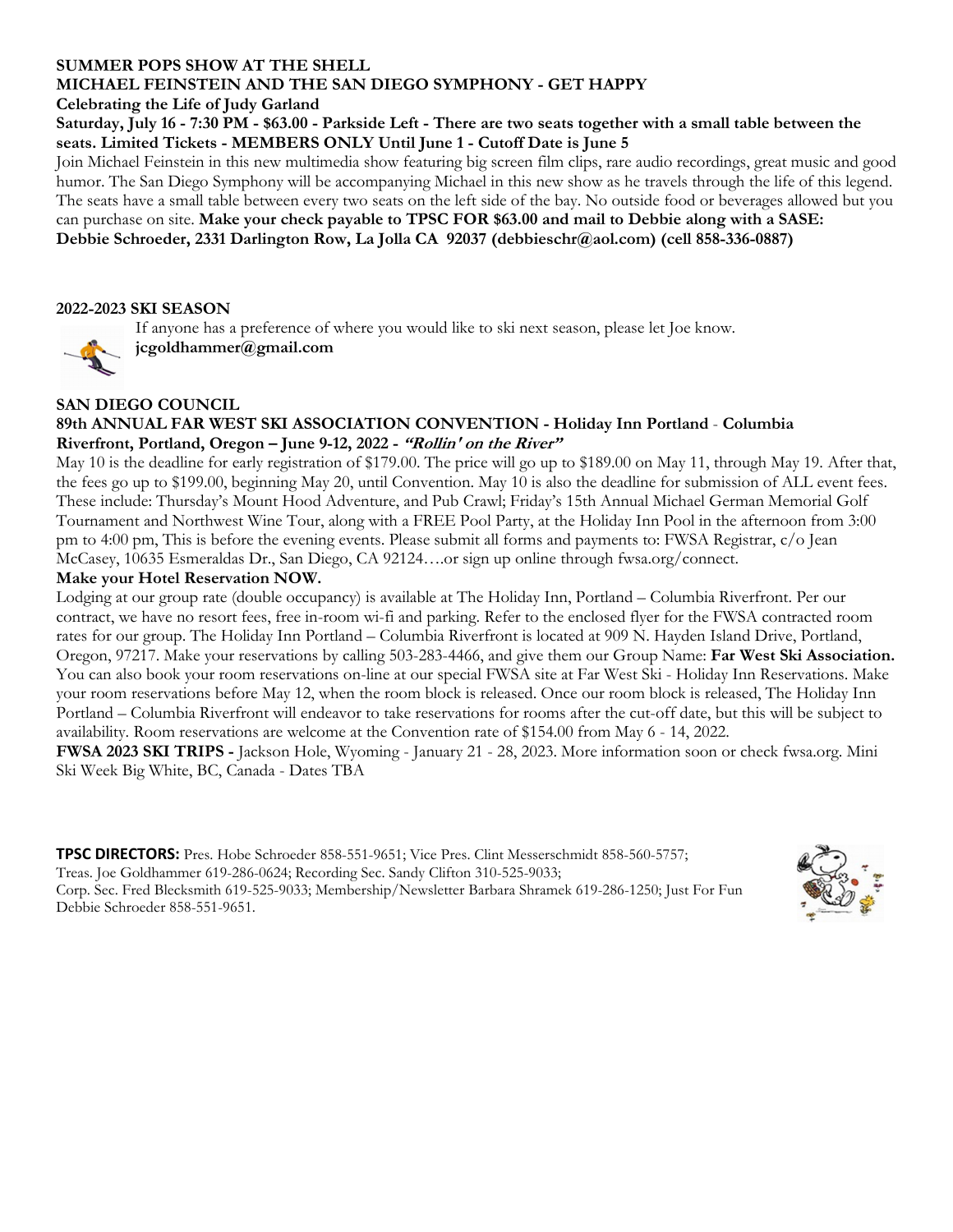**SUMMER POPS SHOW AT THE SHELL**
**MICHAEL FEINSTEIN AND THE SAN DIEGO SYMPHONY - GET HAPPY**
**Celebrating the Life of Judy Garland**
**Saturday, July 16 - 7:30 PM - $63.00 - Parkside Left - There are two seats together with a small table between the seats. Limited Tickets - MEMBERS ONLY Until June 1 - Cutoff Date is June 5**

Join Michael Feinstein in this new multimedia show featuring big screen film clips, rare audio recordings, great music and good humor. The San Diego Symphony will be accompanying Michael in this new show as he travels through the life of this legend. The seats have a small table between every two seats on the left side of the bay. No outside food or beverages allowed but you can purchase on site. **Make your check payable to TPSC FOR $63.00 and mail to Debbie along with a SASE: Debbie Schroeder, 2331 Darlington Row, La Jolla CA 92037 (debbieschr@aol.com) (cell 858-336-0887)**

**2022-2023 SKI SEASON**

If anyone has a preference of where you would like to ski next season, please let Joe know.
**jcgoldhammer@gmail.com**

**SAN DIEGO COUNCIL**
**89th ANNUAL FAR WEST SKI ASSOCIATION CONVENTION - Holiday Inn Portland - Columbia Riverfront, Portland, Oregon – June 9-12, 2022 - *"Rollin' on the River"***

May 10 is the deadline for early registration of $179.00. The price will go up to $189.00 on May 11, through May 19. After that, the fees go up to $199.00, beginning May 20, until Convention. May 10 is also the deadline for submission of ALL event fees. These include: Thursday's Mount Hood Adventure, and Pub Crawl; Friday's 15th Annual Michael German Memorial Golf Tournament and Northwest Wine Tour, along with a FREE Pool Party, at the Holiday Inn Pool in the afternoon from 3:00 pm to 4:00 pm, This is before the evening events. Please submit all forms and payments to: FWSA Registrar, c/o Jean McCasey, 10635 Esmeraldas Dr., San Diego, CA 92124….or sign up online through fwsa.org/connect.

**Make your Hotel Reservation NOW.**

Lodging at our group rate (double occupancy) is available at The Holiday Inn, Portland – Columbia Riverfront. Per our contract, we have no resort fees, free in-room wi-fi and parking. Refer to the enclosed flyer for the FWSA contracted room rates for our group. The Holiday Inn Portland – Columbia Riverfront is located at 909 N. Hayden Island Drive, Portland, Oregon, 97217. Make your reservations by calling 503-283-4466, and give them our Group Name: **Far West Ski Association.** You can also book your room reservations on-line at our special FWSA site at Far West Ski - Holiday Inn Reservations. Make your room reservations before May 12, when the room block is released. Once our room block is released, The Holiday Inn Portland – Columbia Riverfront will endeavor to take reservations for rooms after the cut-off date, but this will be subject to availability. Room reservations are welcome at the Convention rate of $154.00 from May 6 - 14, 2022.

**FWSA 2023 SKI TRIPS -** Jackson Hole, Wyoming - January 21 - 28, 2023. More information soon or check fwsa.org. Mini Ski Week Big White, BC, Canada - Dates TBA

**TPSC DIRECTORS:** Pres. Hobe Schroeder 858-551-9651; Vice Pres. Clint Messerschmidt 858-560-5757; Treas. Joe Goldhammer 619-286-0624; Recording Sec. Sandy Clifton 310-525-9033; Corp. Sec. Fred Blecksmith 619-525-9033; Membership/Newsletter Barbara Shramek 619-286-1250; Just For Fun Debbie Schroeder 858-551-9651.